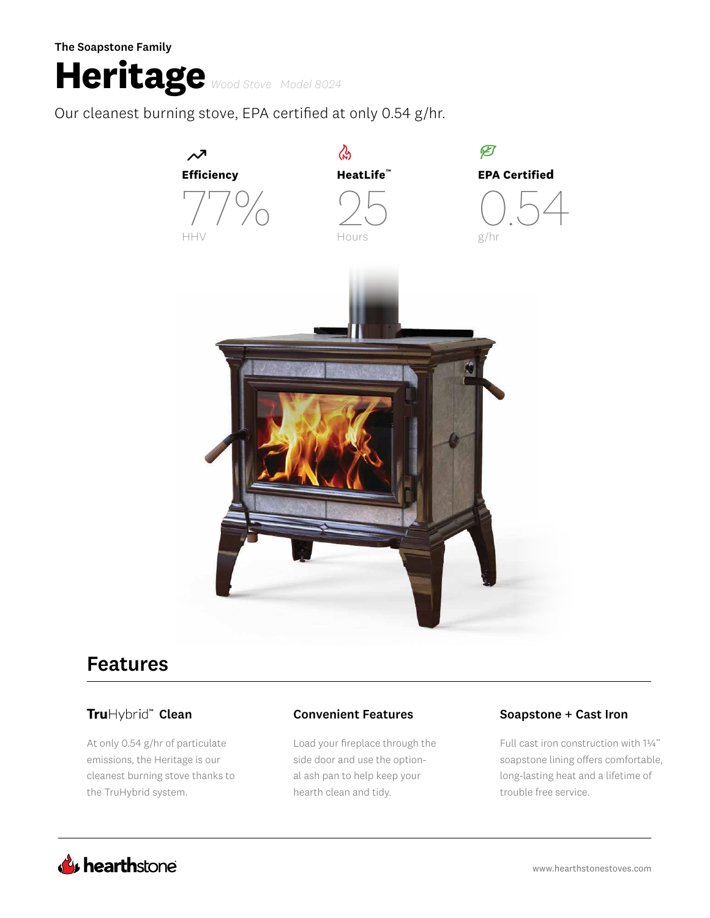The Soapstone Family

# Heritage *Wood Stove Model 8024*

Our cleanest burning stove, EPA certified at only 0.54 g/hr.

**Efficiency**
77%
HHV

**HeatLife™**
25
Hours

**EPA Certified**
0.54
g/hr

## Features

### **Tru**Hybrid™ Clean

At only 0.54 g/hr of particulate emissions, the Heritage is our cleanest burning stove thanks to the TruHybrid system.

### Convenient Features

Load your fireplace through the side door and use the optional ash pan to help keep your hearth clean and tidy.

### Soapstone + Cast Iron

Full cast iron construction with 1¼" soapstone lining offers comfortable, long-lasting heat and a lifetime of trouble free service.

hearthstone

www.hearthstonestoves.com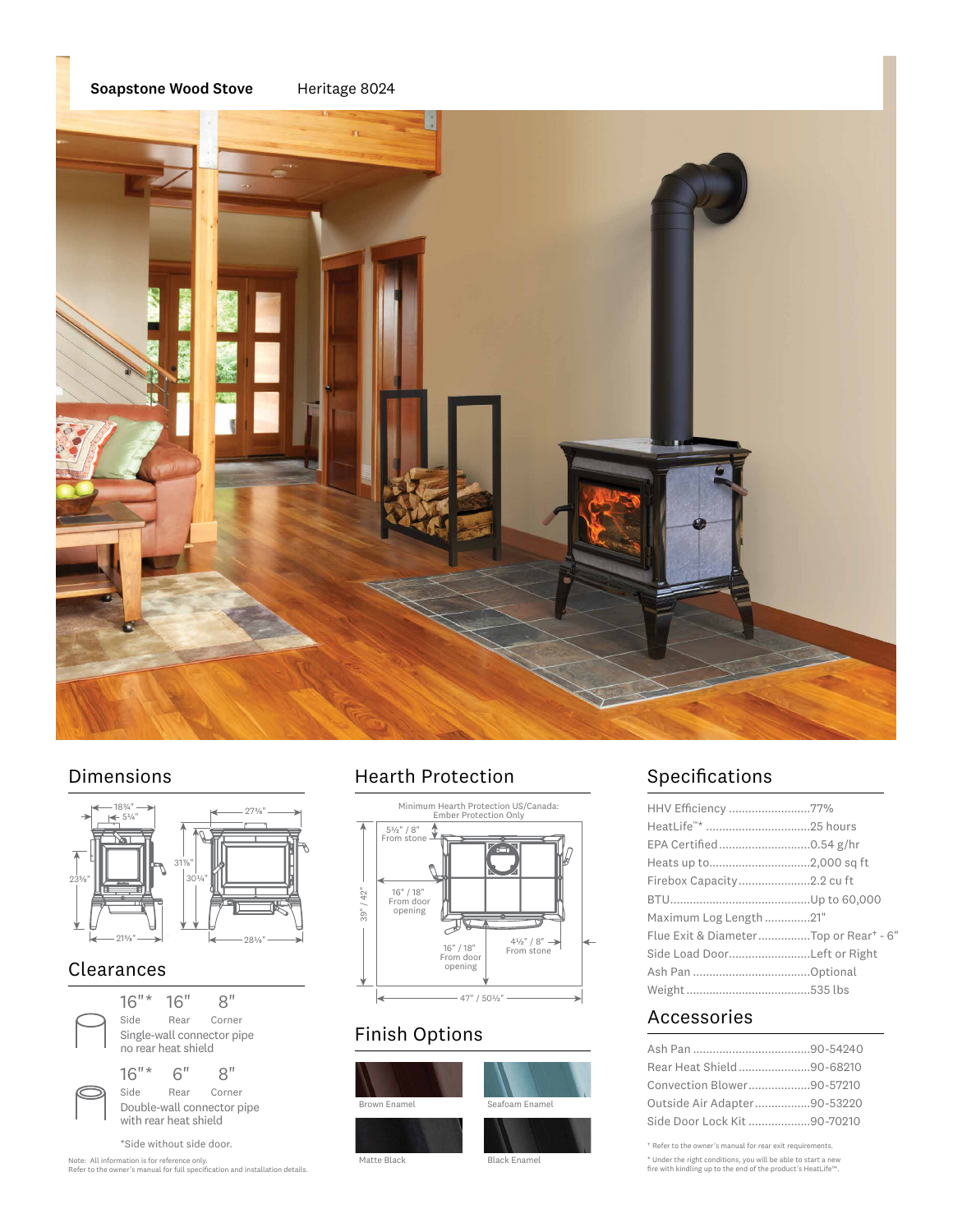**Soapstone Wood Stove** Heritage 8024

## Dimensions

18¾"
5¼"
27⅜"
31⅞"
23⅝"
30¼"
21⅝"
28⅛"

## Clearances

| | Side | Rear | Corner | |
|---|---|---|---|---|
| | 16"* | 16" | 8" | Single-wall connector pipe no rear heat shield |
| | 16"* | 6" | 8" | Double-wall connector pipe with rear heat shield |

*Side without side door.

Note: All information is for reference only.
Refer to the owner's manual for full specification and installation details.

## Hearth Protection

Minimum Hearth Protection US/Canada:
Ember Protection Only

5½" / 8"
From stone

16" / 18"
From door opening

39" / 42"

16" / 18"
From door opening

4½" / 8"
From stone

47" / 50½"

## Finish Options

Brown Enamel
Seafoam Enamel
Matte Black
Black Enamel

## Specifications

| | |
|---|---|
| HHV Efficiency | 77% |
| HeatLife™* | 25 hours |
| EPA Certified | 0.54 g/hr |
| Heats up to | 2,000 sq ft |
| Firebox Capacity | 2.2 cu ft |
| BTU | Up to 60,000 |
| Maximum Log Length | 21" |
| Flue Exit & Diameter | Top or Rear† - 6" |
| Side Load Door | Left or Right |
| Ash Pan | Optional |
| Weight | 535 lbs |

## Accessories

| | |
|---|---|
| Ash Pan | 90-54240 |
| Rear Heat Shield | 90-68210 |
| Convection Blower | 90-57210 |
| Outside Air Adapter | 90-53220 |
| Side Door Lock Kit | 90-70210 |

† Refer to the owner's manual for rear exit requirements.

* Under the right conditions, you will be able to start a new fire with kindling up to the end of the product's HeatLife™.